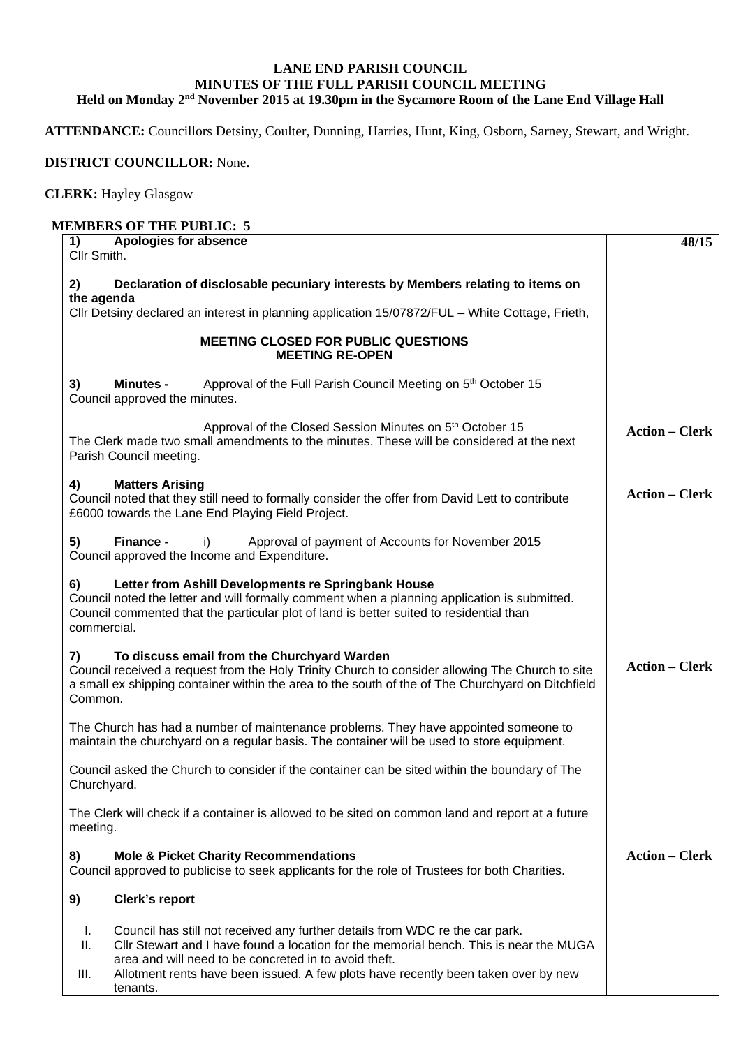**LANE END PARISH COUNCIL**
**MINUTES OF THE FULL PARISH COUNCIL MEETING**
**Held on Monday 2nd November 2015 at 19.30pm in the Sycamore Room of the Lane End Village Hall**

**ATTENDANCE:** Councillors Detsiny, Coulter, Dunning, Harries, Hunt, King, Osborn, Sarney, Stewart, and Wright.

**DISTRICT COUNCILLOR:** None.

**CLERK:** Hayley Glasgow

**MEMBERS OF THE PUBLIC: 5**

| | **48/15** |
|---|---|
| **1) Apologies for absence**<br>Cllr Smith. | |
| **2) Declaration of disclosable pecuniary interests by Members relating to items on the agenda**<br>Cllr Detsiny declared an interest in planning application 15/07872/FUL – White Cottage, Frieth, | |
| **MEETING CLOSED FOR PUBLIC QUESTIONS**<br>**MEETING RE-OPEN** | |
| **3) Minutes -** Approval of the Full Parish Council Meeting on 5th October 15<br>Council approved the minutes. | |
| Approval of the Closed Session Minutes on 5th October 15<br>The Clerk made two small amendments to the minutes. These will be considered at the next Parish Council meeting. | **Action – Clerk** |
| **4) Matters Arising**<br>Council noted that they still need to formally consider the offer from David Lett to contribute £6000 towards the Lane End Playing Field Project. | **Action – Clerk** |
| **5) Finance -** i) Approval of payment of Accounts for November 2015<br>Council approved the Income and Expenditure. | |
| **6) Letter from Ashill Developments re Springbank House**<br>Council noted the letter and will formally comment when a planning application is submitted. Council commented that the particular plot of land is better suited to residential than commercial. | |
| **7) To discuss email from the Churchyard Warden**<br>Council received a request from the Holy Trinity Church to consider allowing The Church to site a small ex shipping container within the area to the south of the of The Churchyard on Ditchfield Common.<br><br>The Church has had a number of maintenance problems. They have appointed someone to maintain the churchyard on a regular basis. The container will be used to store equipment.<br><br>Council asked the Church to consider if the container can be sited within the boundary of The Churchyard.<br><br>The Clerk will check if a container is allowed to be sited on common land and report at a future meeting. | **Action – Clerk** |
| **8) Mole & Picket Charity Recommendations**<br>Council approved to publicise to seek applicants for the role of Trustees for both Charities. | **Action – Clerk** |
| **9) Clerk's report**<br><br>I. Council has still not received any further details from WDC re the car park.<br>II. Cllr Stewart and I have found a location for the memorial bench. This is near the MUGA area and will need to be concreted in to avoid theft.<br>III. Allotment rents have been issued. A few plots have recently been taken over by new tenants. | |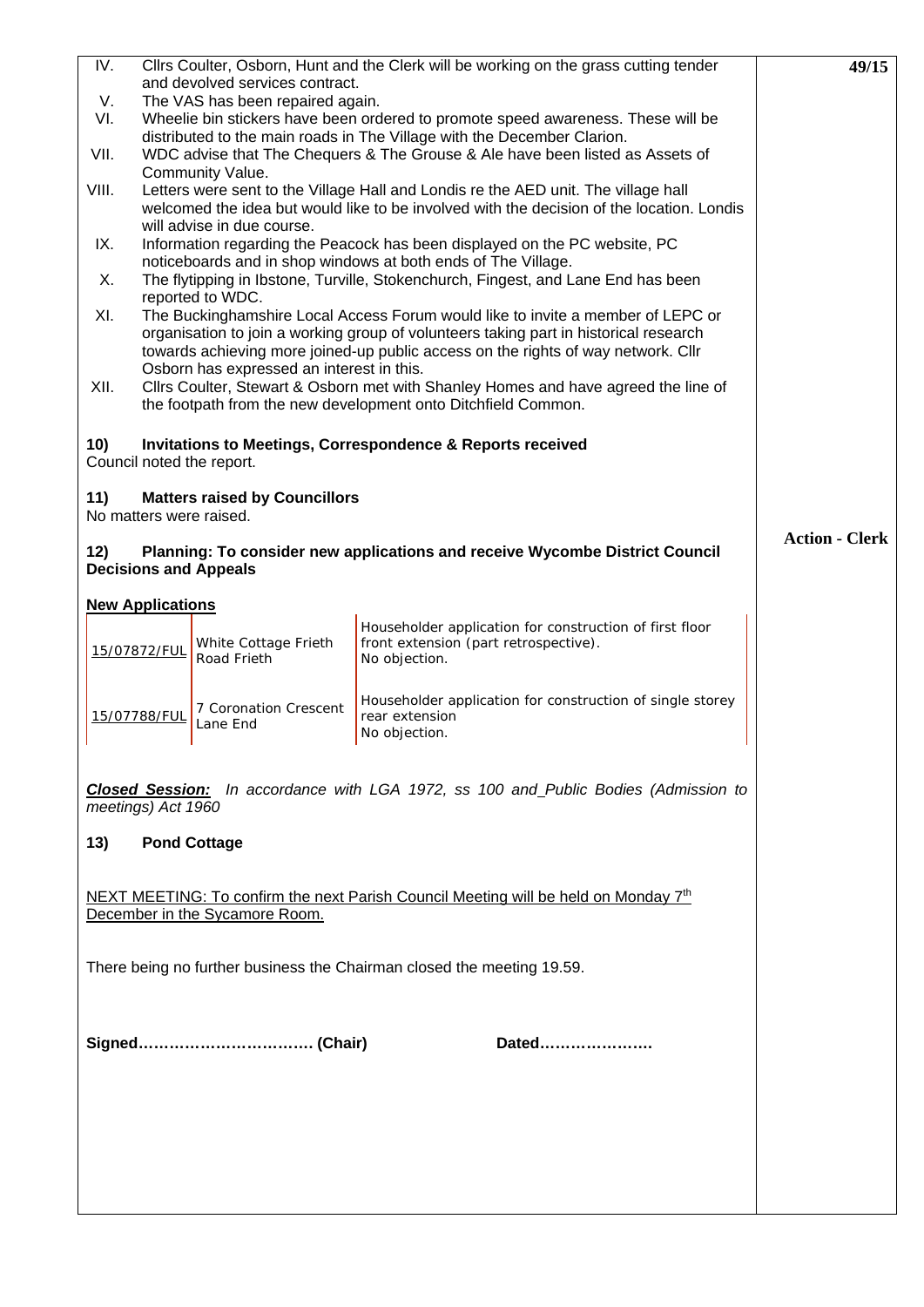IV. Cllrs Coulter, Osborn, Hunt and the Clerk will be working on the grass cutting tender and devolved services contract.

V. The VAS has been repaired again.

VI. Wheelie bin stickers have been ordered to promote speed awareness. These will be distributed to the main roads in The Village with the December Clarion.

VII. WDC advise that The Chequers & The Grouse & Ale have been listed as Assets of Community Value.

VIII. Letters were sent to the Village Hall and Londis re the AED unit. The village hall welcomed the idea but would like to be involved with the decision of the location. Londis will advise in due course.

IX. Information regarding the Peacock has been displayed on the PC website, PC noticeboards and in shop windows at both ends of The Village.

X. The flytipping in Ibstone, Turville, Stokenchurch, Fingest, and Lane End has been reported to WDC.

XI. The Buckinghamshire Local Access Forum would like to invite a member of LEPC or organisation to join a working group of volunteers taking part in historical research towards achieving more joined-up public access on the rights of way network. Cllr Osborn has expressed an interest in this.

XII. Cllrs Coulter, Stewart & Osborn met with Shanley Homes and have agreed the line of the footpath from the new development onto Ditchfield Common.

**10) Invitations to Meetings, Correspondence & Reports received**

Council noted the report.

**11) Matters raised by Councillors**

No matters were raised.

**Action - Clerk**

**12) Planning: To consider new applications and receive Wycombe District Council Decisions and Appeals**

**New Applications**

| | | |
|---|---|---|
| 15/07872/FUL | White Cottage Frieth Road Frieth | Householder application for construction of first floor front extension (part retrospective). No objection. |
| 15/07788/FUL | 7 Coronation Crescent Lane End | Householder application for construction of single storey rear extension No objection. |

***Closed Session:*** *In accordance with LGA 1972, ss 100 and Public Bodies (Admission to meetings) Act 1960*

**13) Pond Cottage**

NEXT MEETING: To confirm the next Parish Council Meeting will be held on Monday 7th December in the Sycamore Room.

There being no further business the Chairman closed the meeting 19.59.

**Signed…………………………… (Chair) Dated………………….**